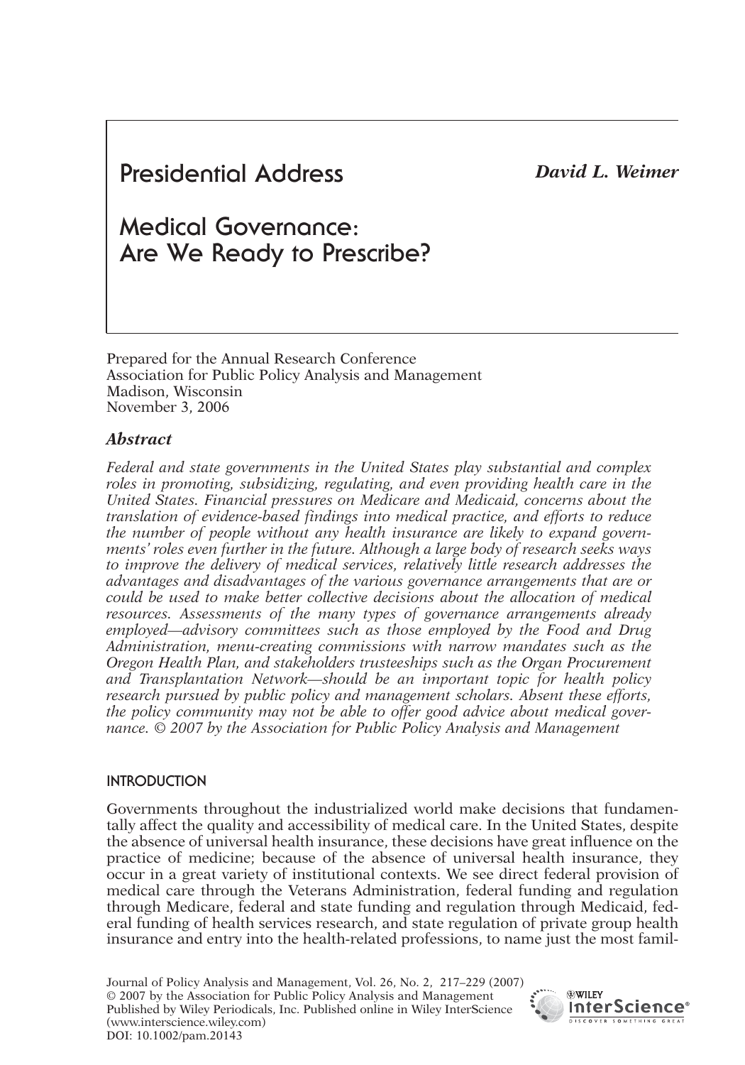# Presidential Address

***David L. Weimer***

# Medical Governance: Are We Ready to Prescribe?

Prepared for the Annual Research Conference
Association for Public Policy Analysis and Management
Madison, Wisconsin
November 3, 2006

## *Abstract*

*Federal and state governments in the United States play substantial and complex roles in promoting, subsidizing, regulating, and even providing health care in the United States. Financial pressures on Medicare and Medicaid, concerns about the translation of evidence-based findings into medical practice, and efforts to reduce the number of people without any health insurance are likely to expand governments' roles even further in the future. Although a large body of research seeks ways to improve the delivery of medical services, relatively little research addresses the advantages and disadvantages of the various governance arrangements that are or could be used to make better collective decisions about the allocation of medical resources. Assessments of the many types of governance arrangements already employed—advisory committees such as those employed by the Food and Drug Administration, menu-creating commissions with narrow mandates such as the Oregon Health Plan, and stakeholders trusteeships such as the Organ Procurement and Transplantation Network—should be an important topic for health policy research pursued by public policy and management scholars. Absent these efforts, the policy community may not be able to offer good advice about medical governance. © 2007 by the Association for Public Policy Analysis and Management*

## INTRODUCTION

Governments throughout the industrialized world make decisions that fundamentally affect the quality and accessibility of medical care. In the United States, despite the absence of universal health insurance, these decisions have great influence on the practice of medicine; because of the absence of universal health insurance, they occur in a great variety of institutional contexts. We see direct federal provision of medical care through the Veterans Administration, federal funding and regulation through Medicare, federal and state funding and regulation through Medicaid, federal funding of health services research, and state regulation of private group health insurance and entry into the health-related professions, to name just the most famil-

Journal of Policy Analysis and Management, Vol. 26, No. 2, 217–229 (2007)
© 2007 by the Association for Public Policy Analysis and Management
Published by Wiley Periodicals, Inc. Published online in Wiley InterScience (www.interscience.wiley.com)
DOI: 10.1002/pam.20143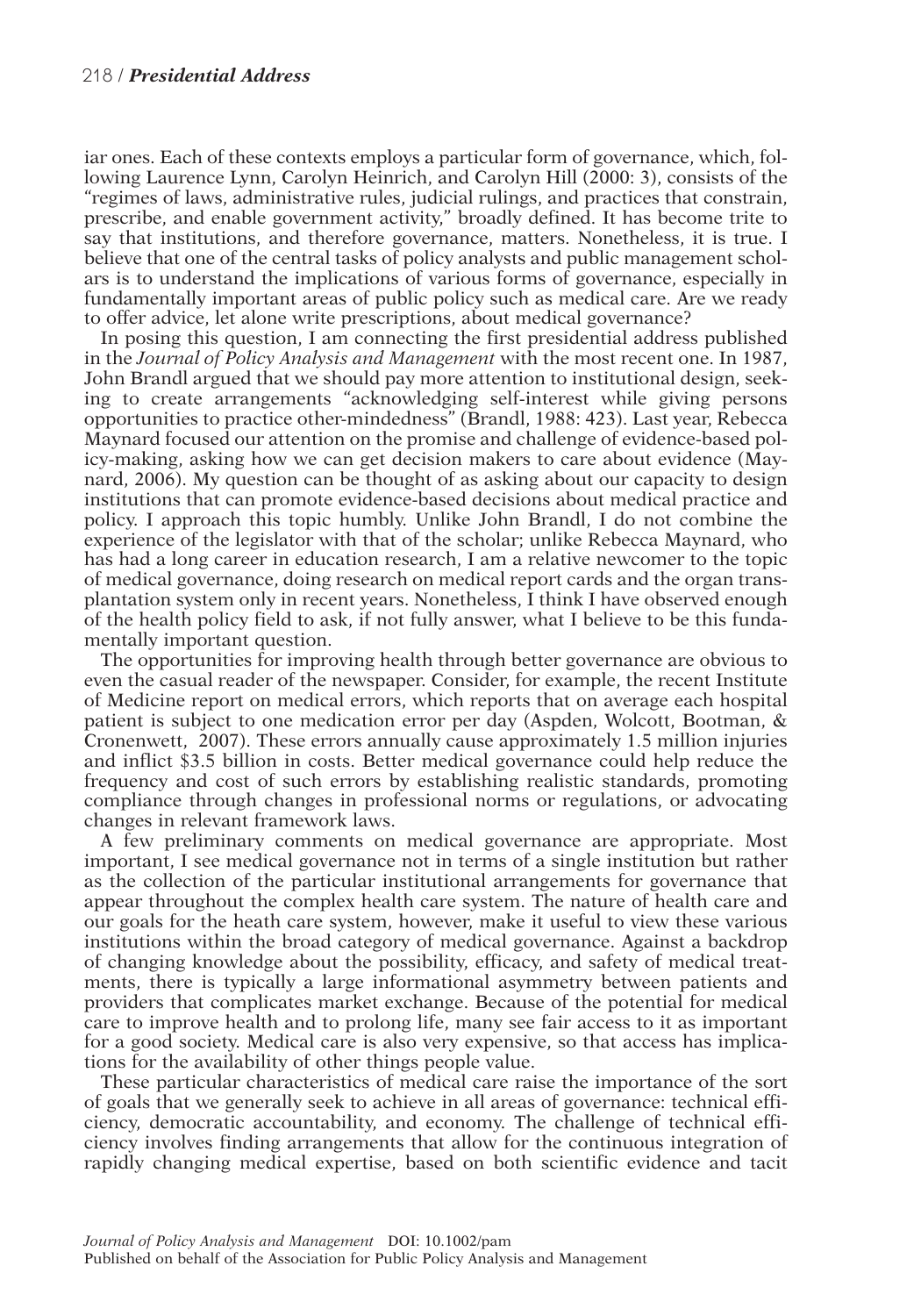iar ones. Each of these contexts employs a particular form of governance, which, following Laurence Lynn, Carolyn Heinrich, and Carolyn Hill (2000: 3), consists of the "regimes of laws, administrative rules, judicial rulings, and practices that constrain, prescribe, and enable government activity," broadly defined. It has become trite to say that institutions, and therefore governance, matters. Nonetheless, it is true. I believe that one of the central tasks of policy analysts and public management scholars is to understand the implications of various forms of governance, especially in fundamentally important areas of public policy such as medical care. Are we ready to offer advice, let alone write prescriptions, about medical governance?

In posing this question, I am connecting the first presidential address published in the *Journal of Policy Analysis and Management* with the most recent one. In 1987, John Brandl argued that we should pay more attention to institutional design, seeking to create arrangements "acknowledging self-interest while giving persons opportunities to practice other-mindedness" (Brandl, 1988: 423). Last year, Rebecca Maynard focused our attention on the promise and challenge of evidence-based policy-making, asking how we can get decision makers to care about evidence (Maynard, 2006). My question can be thought of as asking about our capacity to design institutions that can promote evidence-based decisions about medical practice and policy. I approach this topic humbly. Unlike John Brandl, I do not combine the experience of the legislator with that of the scholar; unlike Rebecca Maynard, who has had a long career in education research, I am a relative newcomer to the topic of medical governance, doing research on medical report cards and the organ transplantation system only in recent years. Nonetheless, I think I have observed enough of the health policy field to ask, if not fully answer, what I believe to be this fundamentally important question.

The opportunities for improving health through better governance are obvious to even the casual reader of the newspaper. Consider, for example, the recent Institute of Medicine report on medical errors, which reports that on average each hospital patient is subject to one medication error per day (Aspden, Wolcott, Bootman, & Cronenwett, 2007). These errors annually cause approximately 1.5 million injuries and inflict $3.5 billion in costs. Better medical governance could help reduce the frequency and cost of such errors by establishing realistic standards, promoting compliance through changes in professional norms or regulations, or advocating changes in relevant framework laws.

A few preliminary comments on medical governance are appropriate. Most important, I see medical governance not in terms of a single institution but rather as the collection of the particular institutional arrangements for governance that appear throughout the complex health care system. The nature of health care and our goals for the heath care system, however, make it useful to view these various institutions within the broad category of medical governance. Against a backdrop of changing knowledge about the possibility, efficacy, and safety of medical treatments, there is typically a large informational asymmetry between patients and providers that complicates market exchange. Because of the potential for medical care to improve health and to prolong life, many see fair access to it as important for a good society. Medical care is also very expensive, so that access has implications for the availability of other things people value.

These particular characteristics of medical care raise the importance of the sort of goals that we generally seek to achieve in all areas of governance: technical efficiency, democratic accountability, and economy. The challenge of technical efficiency involves finding arrangements that allow for the continuous integration of rapidly changing medical expertise, based on both scientific evidence and tacit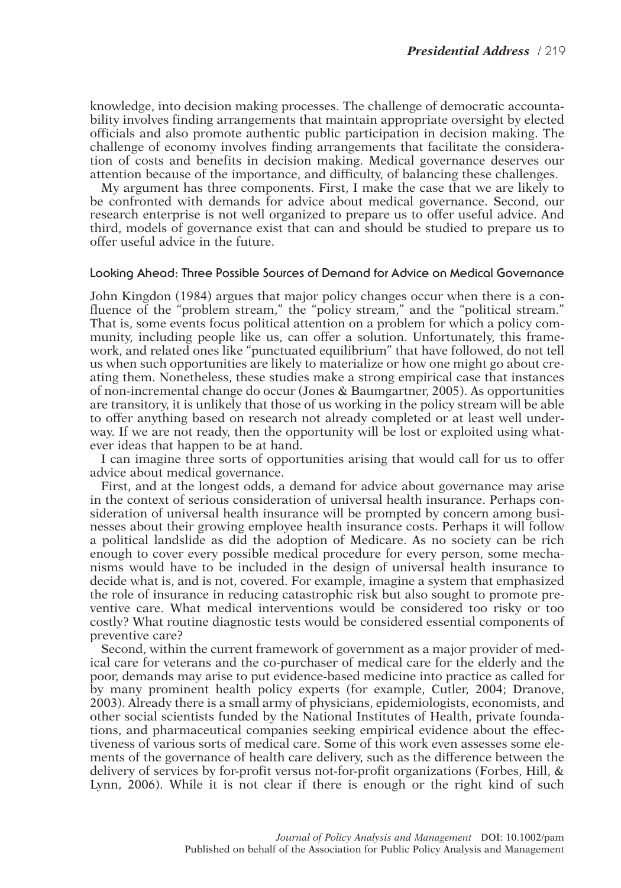knowledge, into decision making processes. The challenge of democratic accountability involves finding arrangements that maintain appropriate oversight by elected officials and also promote authentic public participation in decision making. The challenge of economy involves finding arrangements that facilitate the consideration of costs and benefits in decision making. Medical governance deserves our attention because of the importance, and difficulty, of balancing these challenges.

My argument has three components. First, I make the case that we are likely to be confronted with demands for advice about medical governance. Second, our research enterprise is not well organized to prepare us to offer useful advice. And third, models of governance exist that can and should be studied to prepare us to offer useful advice in the future.

### Looking Ahead: Three Possible Sources of Demand for Advice on Medical Governance

John Kingdon (1984) argues that major policy changes occur when there is a confluence of the "problem stream," the "policy stream," and the "political stream." That is, some events focus political attention on a problem for which a policy community, including people like us, can offer a solution. Unfortunately, this framework, and related ones like "punctuated equilibrium" that have followed, do not tell us when such opportunities are likely to materialize or how one might go about creating them. Nonetheless, these studies make a strong empirical case that instances of non-incremental change do occur (Jones & Baumgartner, 2005). As opportunities are transitory, it is unlikely that those of us working in the policy stream will be able to offer anything based on research not already completed or at least well underway. If we are not ready, then the opportunity will be lost or exploited using whatever ideas that happen to be at hand.

I can imagine three sorts of opportunities arising that would call for us to offer advice about medical governance.

First, and at the longest odds, a demand for advice about governance may arise in the context of serious consideration of universal health insurance. Perhaps consideration of universal health insurance will be prompted by concern among businesses about their growing employee health insurance costs. Perhaps it will follow a political landslide as did the adoption of Medicare. As no society can be rich enough to cover every possible medical procedure for every person, some mechanisms would have to be included in the design of universal health insurance to decide what is, and is not, covered. For example, imagine a system that emphasized the role of insurance in reducing catastrophic risk but also sought to promote preventive care. What medical interventions would be considered too risky or too costly? What routine diagnostic tests would be considered essential components of preventive care?

Second, within the current framework of government as a major provider of medical care for veterans and the co-purchaser of medical care for the elderly and the poor, demands may arise to put evidence-based medicine into practice as called for by many prominent health policy experts (for example, Cutler, 2004; Dranove, 2003). Already there is a small army of physicians, epidemiologists, economists, and other social scientists funded by the National Institutes of Health, private foundations, and pharmaceutical companies seeking empirical evidence about the effectiveness of various sorts of medical care. Some of this work even assesses some elements of the governance of health care delivery, such as the difference between the delivery of services by for-profit versus not-for-profit organizations (Forbes, Hill, & Lynn, 2006). While it is not clear if there is enough or the right kind of such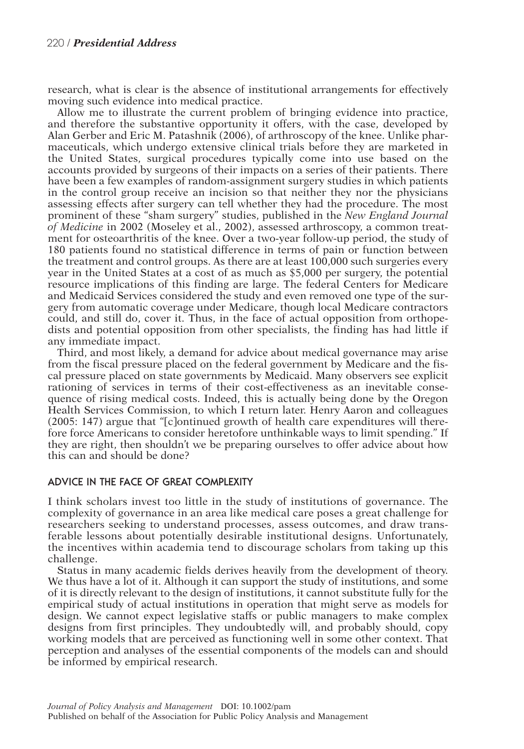research, what is clear is the absence of institutional arrangements for effectively moving such evidence into medical practice.

Allow me to illustrate the current problem of bringing evidence into practice, and therefore the substantive opportunity it offers, with the case, developed by Alan Gerber and Eric M. Patashnik (2006), of arthroscopy of the knee. Unlike pharmaceuticals, which undergo extensive clinical trials before they are marketed in the United States, surgical procedures typically come into use based on the accounts provided by surgeons of their impacts on a series of their patients. There have been a few examples of random-assignment surgery studies in which patients in the control group receive an incision so that neither they nor the physicians assessing effects after surgery can tell whether they had the procedure. The most prominent of these "sham surgery" studies, published in the *New England Journal of Medicine* in 2002 (Moseley et al., 2002), assessed arthroscopy, a common treatment for osteoarthritis of the knee. Over a two-year follow-up period, the study of 180 patients found no statistical difference in terms of pain or function between the treatment and control groups. As there are at least 100,000 such surgeries every year in the United States at a cost of as much as $5,000 per surgery, the potential resource implications of this finding are large. The federal Centers for Medicare and Medicaid Services considered the study and even removed one type of the surgery from automatic coverage under Medicare, though local Medicare contractors could, and still do, cover it. Thus, in the face of actual opposition from orthopedists and potential opposition from other specialists, the finding has had little if any immediate impact.

Third, and most likely, a demand for advice about medical governance may arise from the fiscal pressure placed on the federal government by Medicare and the fiscal pressure placed on state governments by Medicaid. Many observers see explicit rationing of services in terms of their cost-effectiveness as an inevitable consequence of rising medical costs. Indeed, this is actually being done by the Oregon Health Services Commission, to which I return later. Henry Aaron and colleagues (2005: 147) argue that "[c]ontinued growth of health care expenditures will therefore force Americans to consider heretofore unthinkable ways to limit spending." If they are right, then shouldn't we be preparing ourselves to offer advice about how this can and should be done?

## ADVICE IN THE FACE OF GREAT COMPLEXITY

I think scholars invest too little in the study of institutions of governance. The complexity of governance in an area like medical care poses a great challenge for researchers seeking to understand processes, assess outcomes, and draw transferable lessons about potentially desirable institutional designs. Unfortunately, the incentives within academia tend to discourage scholars from taking up this challenge.

Status in many academic fields derives heavily from the development of theory. We thus have a lot of it. Although it can support the study of institutions, and some of it is directly relevant to the design of institutions, it cannot substitute fully for the empirical study of actual institutions in operation that might serve as models for design. We cannot expect legislative staffs or public managers to make complex designs from first principles. They undoubtedly will, and probably should, copy working models that are perceived as functioning well in some other context. That perception and analyses of the essential components of the models can and should be informed by empirical research.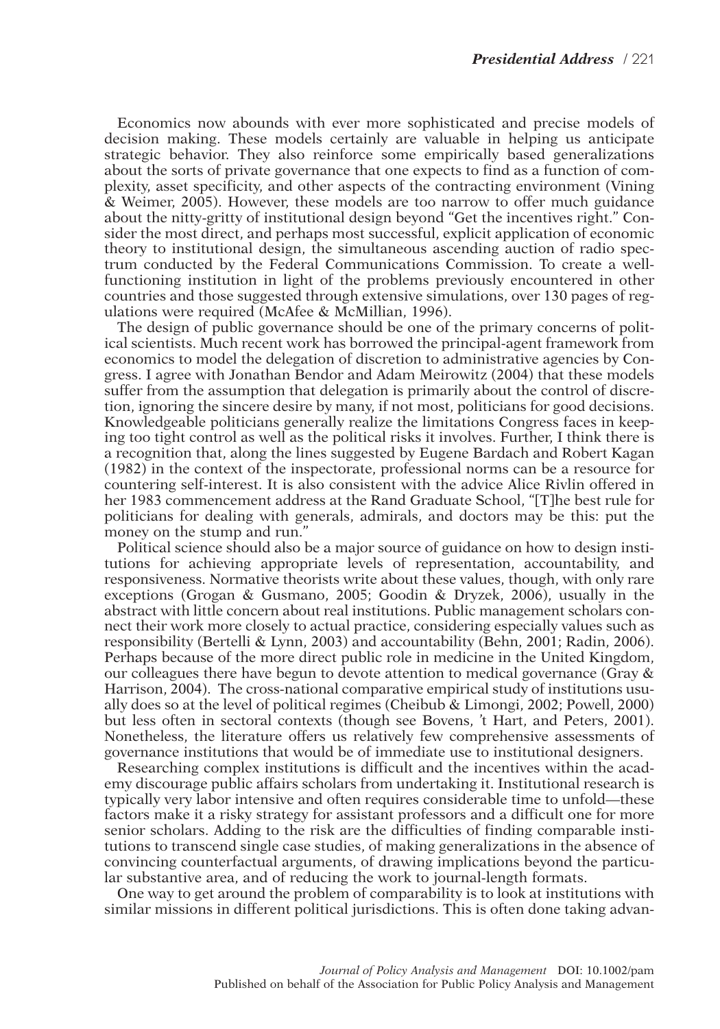Economics now abounds with ever more sophisticated and precise models of decision making. These models certainly are valuable in helping us anticipate strategic behavior. They also reinforce some empirically based generalizations about the sorts of private governance that one expects to find as a function of complexity, asset specificity, and other aspects of the contracting environment (Vining & Weimer, 2005). However, these models are too narrow to offer much guidance about the nitty-gritty of institutional design beyond "Get the incentives right." Consider the most direct, and perhaps most successful, explicit application of economic theory to institutional design, the simultaneous ascending auction of radio spectrum conducted by the Federal Communications Commission. To create a well-functioning institution in light of the problems previously encountered in other countries and those suggested through extensive simulations, over 130 pages of regulations were required (McAfee & McMillian, 1996).

The design of public governance should be one of the primary concerns of political scientists. Much recent work has borrowed the principal-agent framework from economics to model the delegation of discretion to administrative agencies by Congress. I agree with Jonathan Bendor and Adam Meirowitz (2004) that these models suffer from the assumption that delegation is primarily about the control of discretion, ignoring the sincere desire by many, if not most, politicians for good decisions. Knowledgeable politicians generally realize the limitations Congress faces in keeping too tight control as well as the political risks it involves. Further, I think there is a recognition that, along the lines suggested by Eugene Bardach and Robert Kagan (1982) in the context of the inspectorate, professional norms can be a resource for countering self-interest. It is also consistent with the advice Alice Rivlin offered in her 1983 commencement address at the Rand Graduate School, "[T]he best rule for politicians for dealing with generals, admirals, and doctors may be this: put the money on the stump and run."

Political science should also be a major source of guidance on how to design institutions for achieving appropriate levels of representation, accountability, and responsiveness. Normative theorists write about these values, though, with only rare exceptions (Grogan & Gusmano, 2005; Goodin & Dryzek, 2006), usually in the abstract with little concern about real institutions. Public management scholars connect their work more closely to actual practice, considering especially values such as responsibility (Bertelli & Lynn, 2003) and accountability (Behn, 2001; Radin, 2006). Perhaps because of the more direct public role in medicine in the United Kingdom, our colleagues there have begun to devote attention to medical governance (Gray & Harrison, 2004). The cross-national comparative empirical study of institutions usually does so at the level of political regimes (Cheibub & Limongi, 2002; Powell, 2000) but less often in sectoral contexts (though see Bovens, 't Hart, and Peters, 2001). Nonetheless, the literature offers us relatively few comprehensive assessments of governance institutions that would be of immediate use to institutional designers.

Researching complex institutions is difficult and the incentives within the academy discourage public affairs scholars from undertaking it. Institutional research is typically very labor intensive and often requires considerable time to unfold—these factors make it a risky strategy for assistant professors and a difficult one for more senior scholars. Adding to the risk are the difficulties of finding comparable institutions to transcend single case studies, of making generalizations in the absence of convincing counterfactual arguments, of drawing implications beyond the particular substantive area, and of reducing the work to journal-length formats.

One way to get around the problem of comparability is to look at institutions with similar missions in different political jurisdictions. This is often done taking advan-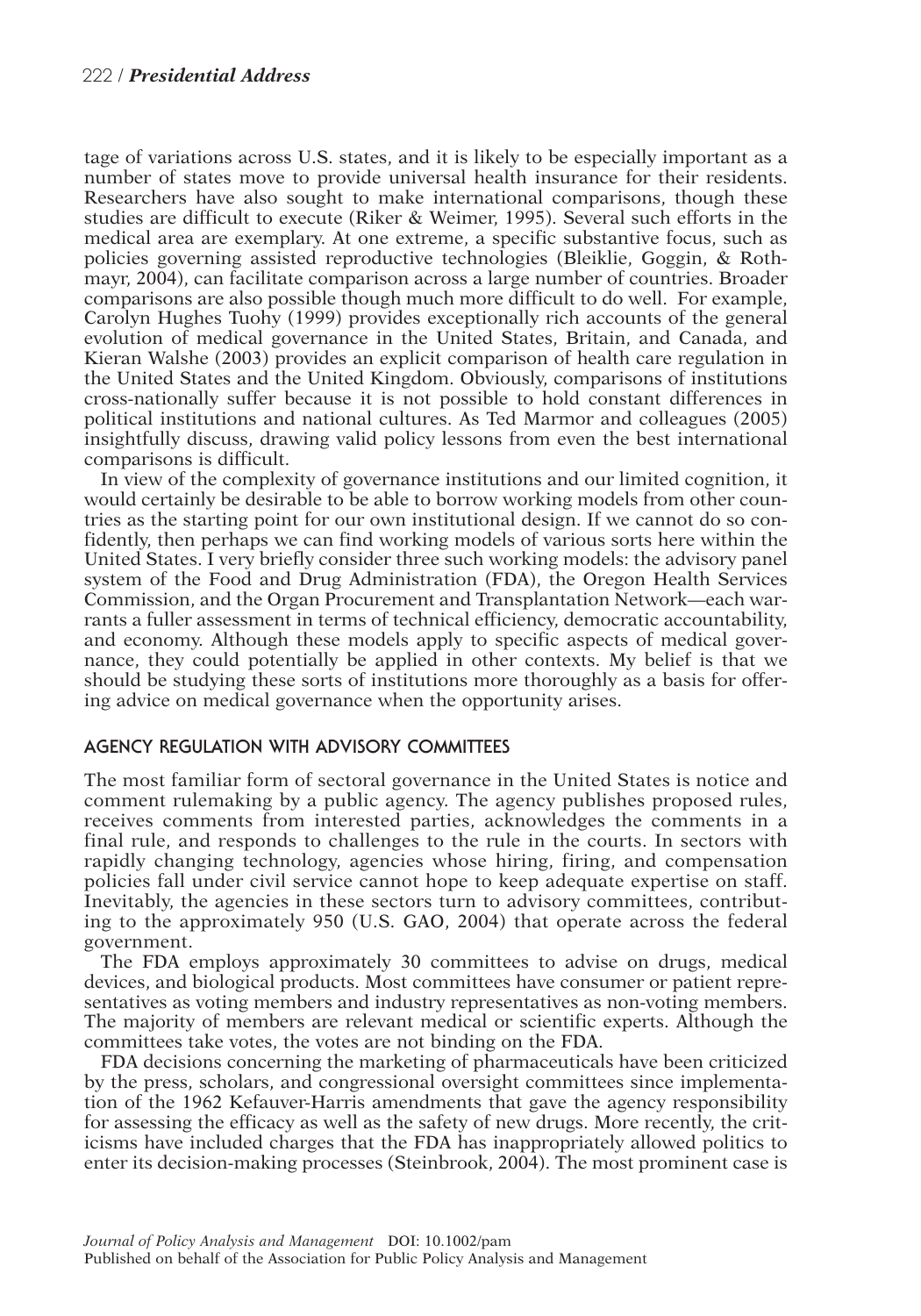tage of variations across U.S. states, and it is likely to be especially important as a number of states move to provide universal health insurance for their residents. Researchers have also sought to make international comparisons, though these studies are difficult to execute (Riker & Weimer, 1995). Several such efforts in the medical area are exemplary. At one extreme, a specific substantive focus, such as policies governing assisted reproductive technologies (Bleiklie, Goggin, & Rothmayr, 2004), can facilitate comparison across a large number of countries. Broader comparisons are also possible though much more difficult to do well. For example, Carolyn Hughes Tuohy (1999) provides exceptionally rich accounts of the general evolution of medical governance in the United States, Britain, and Canada, and Kieran Walshe (2003) provides an explicit comparison of health care regulation in the United States and the United Kingdom. Obviously, comparisons of institutions cross-nationally suffer because it is not possible to hold constant differences in political institutions and national cultures. As Ted Marmor and colleagues (2005) insightfully discuss, drawing valid policy lessons from even the best international comparisons is difficult.

In view of the complexity of governance institutions and our limited cognition, it would certainly be desirable to be able to borrow working models from other countries as the starting point for our own institutional design. If we cannot do so confidently, then perhaps we can find working models of various sorts here within the United States. I very briefly consider three such working models: the advisory panel system of the Food and Drug Administration (FDA), the Oregon Health Services Commission, and the Organ Procurement and Transplantation Network—each warrants a fuller assessment in terms of technical efficiency, democratic accountability, and economy. Although these models apply to specific aspects of medical governance, they could potentially be applied in other contexts. My belief is that we should be studying these sorts of institutions more thoroughly as a basis for offering advice on medical governance when the opportunity arises.

## AGENCY REGULATION WITH ADVISORY COMMITTEES

The most familiar form of sectoral governance in the United States is notice and comment rulemaking by a public agency. The agency publishes proposed rules, receives comments from interested parties, acknowledges the comments in a final rule, and responds to challenges to the rule in the courts. In sectors with rapidly changing technology, agencies whose hiring, firing, and compensation policies fall under civil service cannot hope to keep adequate expertise on staff. Inevitably, the agencies in these sectors turn to advisory committees, contributing to the approximately 950 (U.S. GAO, 2004) that operate across the federal government.

The FDA employs approximately 30 committees to advise on drugs, medical devices, and biological products. Most committees have consumer or patient representatives as voting members and industry representatives as non-voting members. The majority of members are relevant medical or scientific experts. Although the committees take votes, the votes are not binding on the FDA.

FDA decisions concerning the marketing of pharmaceuticals have been criticized by the press, scholars, and congressional oversight committees since implementation of the 1962 Kefauver-Harris amendments that gave the agency responsibility for assessing the efficacy as well as the safety of new drugs. More recently, the criticisms have included charges that the FDA has inappropriately allowed politics to enter its decision-making processes (Steinbrook, 2004). The most prominent case is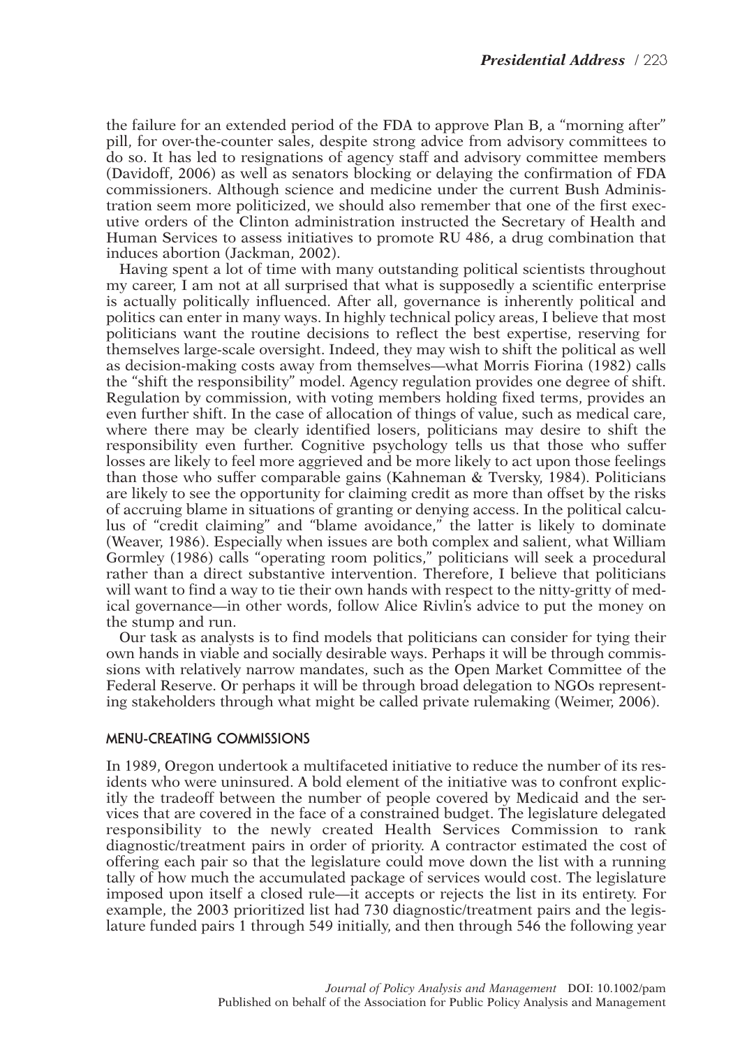the failure for an extended period of the FDA to approve Plan B, a "morning after" pill, for over-the-counter sales, despite strong advice from advisory committees to do so. It has led to resignations of agency staff and advisory committee members (Davidoff, 2006) as well as senators blocking or delaying the confirmation of FDA commissioners. Although science and medicine under the current Bush Administration seem more politicized, we should also remember that one of the first executive orders of the Clinton administration instructed the Secretary of Health and Human Services to assess initiatives to promote RU 486, a drug combination that induces abortion (Jackman, 2002).

Having spent a lot of time with many outstanding political scientists throughout my career, I am not at all surprised that what is supposedly a scientific enterprise is actually politically influenced. After all, governance is inherently political and politics can enter in many ways. In highly technical policy areas, I believe that most politicians want the routine decisions to reflect the best expertise, reserving for themselves large-scale oversight. Indeed, they may wish to shift the political as well as decision-making costs away from themselves—what Morris Fiorina (1982) calls the "shift the responsibility" model. Agency regulation provides one degree of shift. Regulation by commission, with voting members holding fixed terms, provides an even further shift. In the case of allocation of things of value, such as medical care, where there may be clearly identified losers, politicians may desire to shift the responsibility even further. Cognitive psychology tells us that those who suffer losses are likely to feel more aggrieved and be more likely to act upon those feelings than those who suffer comparable gains (Kahneman & Tversky, 1984). Politicians are likely to see the opportunity for claiming credit as more than offset by the risks of accruing blame in situations of granting or denying access. In the political calculus of "credit claiming" and "blame avoidance," the latter is likely to dominate (Weaver, 1986). Especially when issues are both complex and salient, what William Gormley (1986) calls "operating room politics," politicians will seek a procedural rather than a direct substantive intervention. Therefore, I believe that politicians will want to find a way to tie their own hands with respect to the nitty-gritty of medical governance—in other words, follow Alice Rivlin's advice to put the money on the stump and run.

Our task as analysts is to find models that politicians can consider for tying their own hands in viable and socially desirable ways. Perhaps it will be through commissions with relatively narrow mandates, such as the Open Market Committee of the Federal Reserve. Or perhaps it will be through broad delegation to NGOs representing stakeholders through what might be called private rulemaking (Weimer, 2006).

## MENU-CREATING COMMISSIONS

In 1989, Oregon undertook a multifaceted initiative to reduce the number of its residents who were uninsured. A bold element of the initiative was to confront explicitly the tradeoff between the number of people covered by Medicaid and the services that are covered in the face of a constrained budget. The legislature delegated responsibility to the newly created Health Services Commission to rank diagnostic/treatment pairs in order of priority. A contractor estimated the cost of offering each pair so that the legislature could move down the list with a running tally of how much the accumulated package of services would cost. The legislature imposed upon itself a closed rule—it accepts or rejects the list in its entirety. For example, the 2003 prioritized list had 730 diagnostic/treatment pairs and the legislature funded pairs 1 through 549 initially, and then through 546 the following year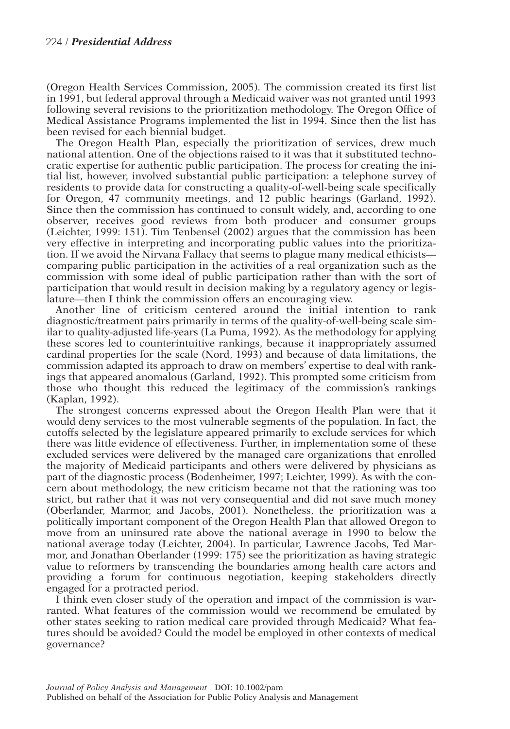(Oregon Health Services Commission, 2005). The commission created its first list in 1991, but federal approval through a Medicaid waiver was not granted until 1993 following several revisions to the prioritization methodology. The Oregon Office of Medical Assistance Programs implemented the list in 1994. Since then the list has been revised for each biennial budget.

The Oregon Health Plan, especially the prioritization of services, drew much national attention. One of the objections raised to it was that it substituted technocratic expertise for authentic public participation. The process for creating the initial list, however, involved substantial public participation: a telephone survey of residents to provide data for constructing a quality-of-well-being scale specifically for Oregon, 47 community meetings, and 12 public hearings (Garland, 1992). Since then the commission has continued to consult widely, and, according to one observer, receives good reviews from both producer and consumer groups (Leichter, 1999: 151). Tim Tenbensel (2002) argues that the commission has been very effective in interpreting and incorporating public values into the prioritization. If we avoid the Nirvana Fallacy that seems to plague many medical ethicists—comparing public participation in the activities of a real organization such as the commission with some ideal of public participation rather than with the sort of participation that would result in decision making by a regulatory agency or legislature—then I think the commission offers an encouraging view.

Another line of criticism centered around the initial intention to rank diagnostic/treatment pairs primarily in terms of the quality-of-well-being scale similar to quality-adjusted life-years (La Puma, 1992). As the methodology for applying these scores led to counterintuitive rankings, because it inappropriately assumed cardinal properties for the scale (Nord, 1993) and because of data limitations, the commission adapted its approach to draw on members' expertise to deal with rankings that appeared anomalous (Garland, 1992). This prompted some criticism from those who thought this reduced the legitimacy of the commission's rankings (Kaplan, 1992).

The strongest concerns expressed about the Oregon Health Plan were that it would deny services to the most vulnerable segments of the population. In fact, the cutoffs selected by the legislature appeared primarily to exclude services for which there was little evidence of effectiveness. Further, in implementation some of these excluded services were delivered by the managed care organizations that enrolled the majority of Medicaid participants and others were delivered by physicians as part of the diagnostic process (Bodenheimer, 1997; Leichter, 1999). As with the concern about methodology, the new criticism became not that the rationing was too strict, but rather that it was not very consequential and did not save much money (Oberlander, Marmor, and Jacobs, 2001). Nonetheless, the prioritization was a politically important component of the Oregon Health Plan that allowed Oregon to move from an uninsured rate above the national average in 1990 to below the national average today (Leichter, 2004). In particular, Lawrence Jacobs, Ted Marmor, and Jonathan Oberlander (1999: 175) see the prioritization as having strategic value to reformers by transcending the boundaries among health care actors and providing a forum for continuous negotiation, keeping stakeholders directly engaged for a protracted period.

I think even closer study of the operation and impact of the commission is warranted. What features of the commission would we recommend be emulated by other states seeking to ration medical care provided through Medicaid? What features should be avoided? Could the model be employed in other contexts of medical governance?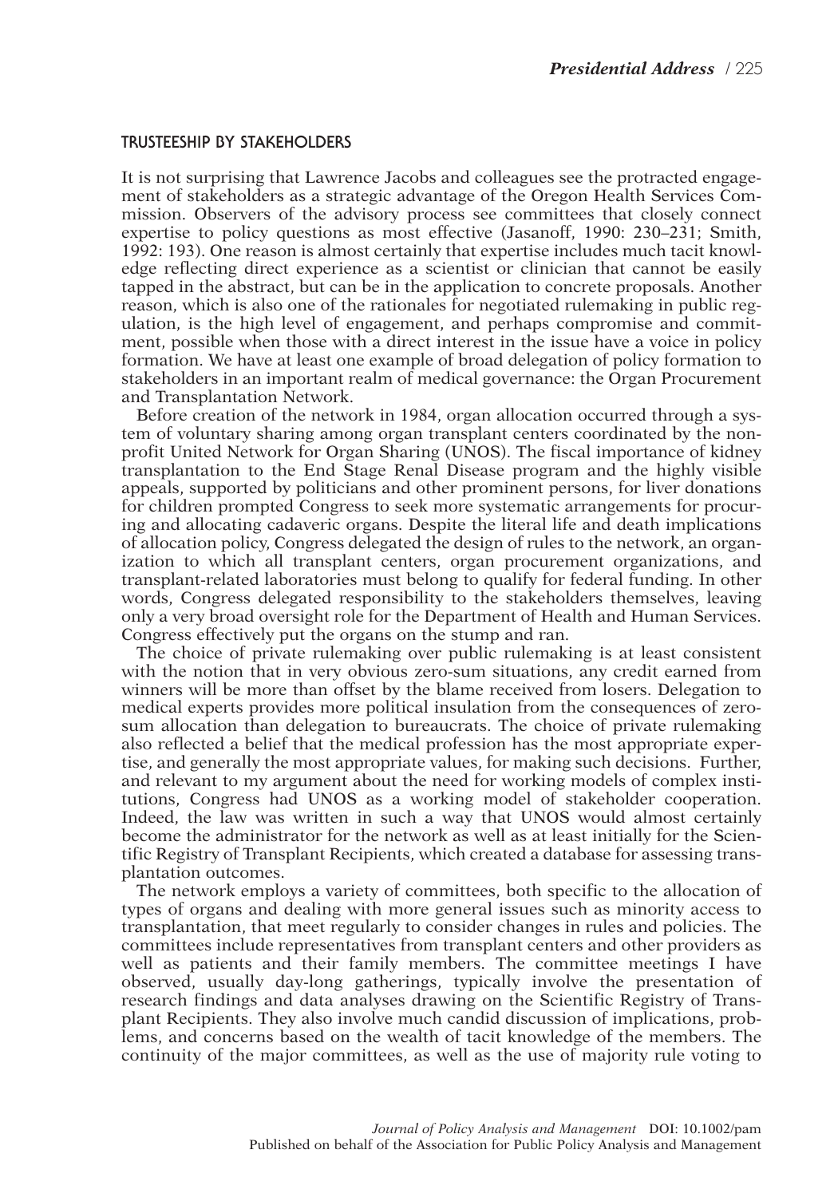## TRUSTEESHIP BY STAKEHOLDERS

It is not surprising that Lawrence Jacobs and colleagues see the protracted engagement of stakeholders as a strategic advantage of the Oregon Health Services Commission. Observers of the advisory process see committees that closely connect expertise to policy questions as most effective (Jasanoff, 1990: 230–231; Smith, 1992: 193). One reason is almost certainly that expertise includes much tacit knowledge reflecting direct experience as a scientist or clinician that cannot be easily tapped in the abstract, but can be in the application to concrete proposals. Another reason, which is also one of the rationales for negotiated rulemaking in public regulation, is the high level of engagement, and perhaps compromise and commitment, possible when those with a direct interest in the issue have a voice in policy formation. We have at least one example of broad delegation of policy formation to stakeholders in an important realm of medical governance: the Organ Procurement and Transplantation Network.

Before creation of the network in 1984, organ allocation occurred through a system of voluntary sharing among organ transplant centers coordinated by the nonprofit United Network for Organ Sharing (UNOS). The fiscal importance of kidney transplantation to the End Stage Renal Disease program and the highly visible appeals, supported by politicians and other prominent persons, for liver donations for children prompted Congress to seek more systematic arrangements for procuring and allocating cadaveric organs. Despite the literal life and death implications of allocation policy, Congress delegated the design of rules to the network, an organization to which all transplant centers, organ procurement organizations, and transplant-related laboratories must belong to qualify for federal funding. In other words, Congress delegated responsibility to the stakeholders themselves, leaving only a very broad oversight role for the Department of Health and Human Services. Congress effectively put the organs on the stump and ran.

The choice of private rulemaking over public rulemaking is at least consistent with the notion that in very obvious zero-sum situations, any credit earned from winners will be more than offset by the blame received from losers. Delegation to medical experts provides more political insulation from the consequences of zero-sum allocation than delegation to bureaucrats. The choice of private rulemaking also reflected a belief that the medical profession has the most appropriate expertise, and generally the most appropriate values, for making such decisions. Further, and relevant to my argument about the need for working models of complex institutions, Congress had UNOS as a working model of stakeholder cooperation. Indeed, the law was written in such a way that UNOS would almost certainly become the administrator for the network as well as at least initially for the Scientific Registry of Transplant Recipients, which created a database for assessing transplantation outcomes.

The network employs a variety of committees, both specific to the allocation of types of organs and dealing with more general issues such as minority access to transplantation, that meet regularly to consider changes in rules and policies. The committees include representatives from transplant centers and other providers as well as patients and their family members. The committee meetings I have observed, usually day-long gatherings, typically involve the presentation of research findings and data analyses drawing on the Scientific Registry of Transplant Recipients. They also involve much candid discussion of implications, problems, and concerns based on the wealth of tacit knowledge of the members. The continuity of the major committees, as well as the use of majority rule voting to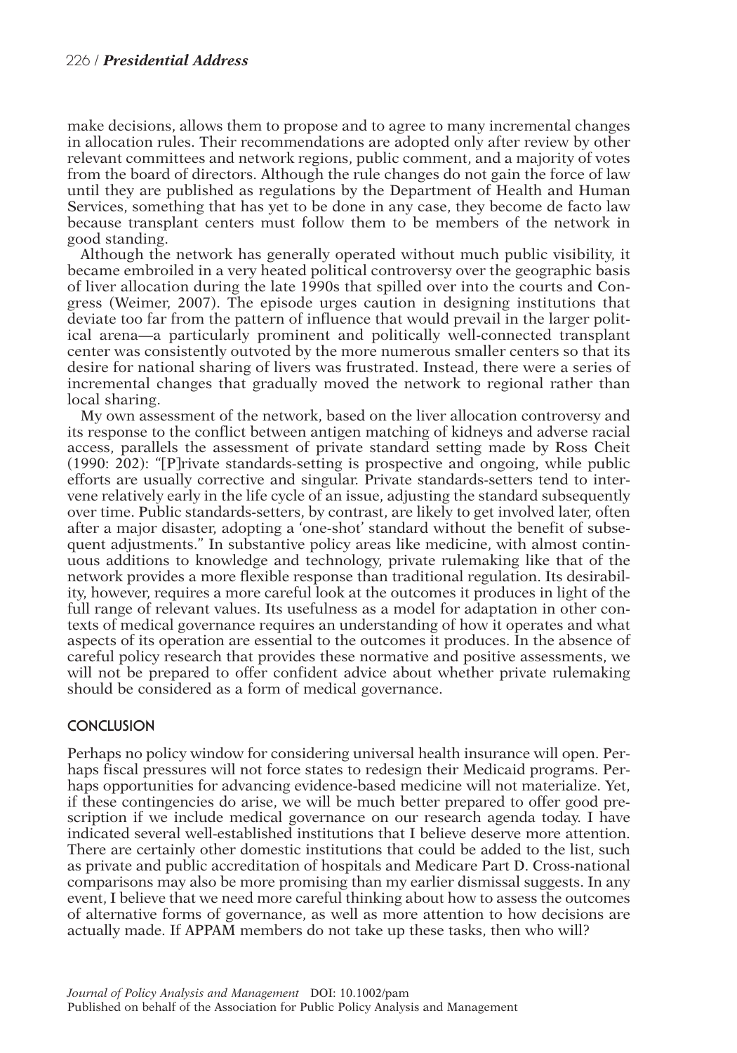make decisions, allows them to propose and to agree to many incremental changes in allocation rules. Their recommendations are adopted only after review by other relevant committees and network regions, public comment, and a majority of votes from the board of directors. Although the rule changes do not gain the force of law until they are published as regulations by the Department of Health and Human Services, something that has yet to be done in any case, they become de facto law because transplant centers must follow them to be members of the network in good standing.

Although the network has generally operated without much public visibility, it became embroiled in a very heated political controversy over the geographic basis of liver allocation during the late 1990s that spilled over into the courts and Congress (Weimer, 2007). The episode urges caution in designing institutions that deviate too far from the pattern of influence that would prevail in the larger political arena—a particularly prominent and politically well-connected transplant center was consistently outvoted by the more numerous smaller centers so that its desire for national sharing of livers was frustrated. Instead, there were a series of incremental changes that gradually moved the network to regional rather than local sharing.

My own assessment of the network, based on the liver allocation controversy and its response to the conflict between antigen matching of kidneys and adverse racial access, parallels the assessment of private standard setting made by Ross Cheit (1990: 202): "[P]rivate standards-setting is prospective and ongoing, while public efforts are usually corrective and singular. Private standards-setters tend to intervene relatively early in the life cycle of an issue, adjusting the standard subsequently over time. Public standards-setters, by contrast, are likely to get involved later, often after a major disaster, adopting a 'one-shot' standard without the benefit of subsequent adjustments." In substantive policy areas like medicine, with almost continuous additions to knowledge and technology, private rulemaking like that of the network provides a more flexible response than traditional regulation. Its desirability, however, requires a more careful look at the outcomes it produces in light of the full range of relevant values. Its usefulness as a model for adaptation in other contexts of medical governance requires an understanding of how it operates and what aspects of its operation are essential to the outcomes it produces. In the absence of careful policy research that provides these normative and positive assessments, we will not be prepared to offer confident advice about whether private rulemaking should be considered as a form of medical governance.

## CONCLUSION

Perhaps no policy window for considering universal health insurance will open. Perhaps fiscal pressures will not force states to redesign their Medicaid programs. Perhaps opportunities for advancing evidence-based medicine will not materialize. Yet, if these contingencies do arise, we will be much better prepared to offer good prescription if we include medical governance on our research agenda today. I have indicated several well-established institutions that I believe deserve more attention. There are certainly other domestic institutions that could be added to the list, such as private and public accreditation of hospitals and Medicare Part D. Cross-national comparisons may also be more promising than my earlier dismissal suggests. In any event, I believe that we need more careful thinking about how to assess the outcomes of alternative forms of governance, as well as more attention to how decisions are actually made. If APPAM members do not take up these tasks, then who will?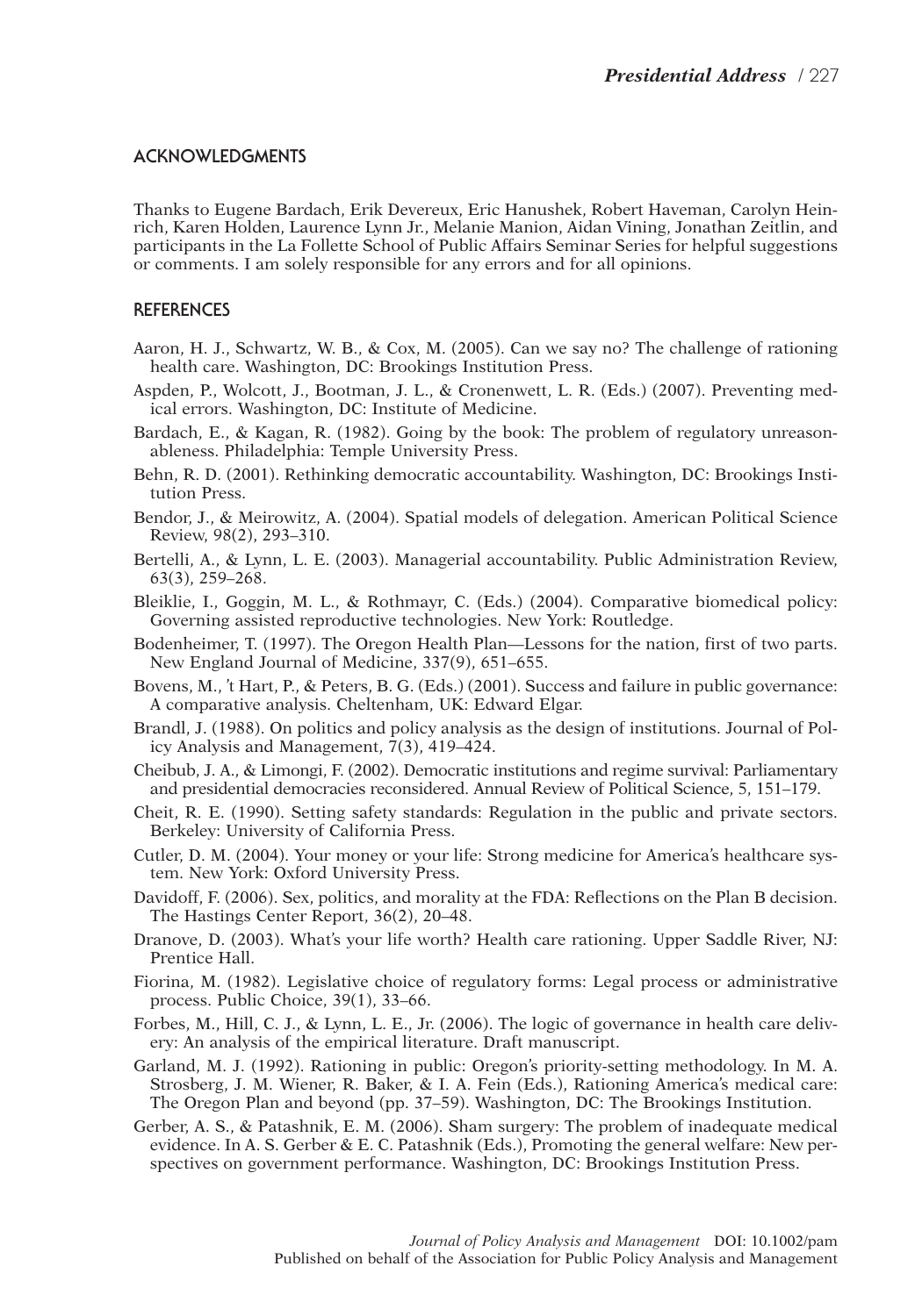## ACKNOWLEDGMENTS

Thanks to Eugene Bardach, Erik Devereux, Eric Hanushek, Robert Haveman, Carolyn Heinrich, Karen Holden, Laurence Lynn Jr., Melanie Manion, Aidan Vining, Jonathan Zeitlin, and participants in the La Follette School of Public Affairs Seminar Series for helpful suggestions or comments. I am solely responsible for any errors and for all opinions.

## REFERENCES

Aaron, H. J., Schwartz, W. B., & Cox, M. (2005). Can we say no? The challenge of rationing health care. Washington, DC: Brookings Institution Press.

Aspden, P., Wolcott, J., Bootman, J. L., & Cronenwett, L. R. (Eds.) (2007). Preventing medical errors. Washington, DC: Institute of Medicine.

Bardach, E., & Kagan, R. (1982). Going by the book: The problem of regulatory unreasonableness. Philadelphia: Temple University Press.

Behn, R. D. (2001). Rethinking democratic accountability. Washington, DC: Brookings Institution Press.

Bendor, J., & Meirowitz, A. (2004). Spatial models of delegation. American Political Science Review, 98(2), 293–310.

Bertelli, A., & Lynn, L. E. (2003). Managerial accountability. Public Administration Review, 63(3), 259–268.

Bleiklie, I., Goggin, M. L., & Rothmayr, C. (Eds.) (2004). Comparative biomedical policy: Governing assisted reproductive technologies. New York: Routledge.

Bodenheimer, T. (1997). The Oregon Health Plan—Lessons for the nation, first of two parts. New England Journal of Medicine, 337(9), 651–655.

Bovens, M., 't Hart, P., & Peters, B. G. (Eds.) (2001). Success and failure in public governance: A comparative analysis. Cheltenham, UK: Edward Elgar.

Brandl, J. (1988). On politics and policy analysis as the design of institutions. Journal of Policy Analysis and Management, 7(3), 419–424.

Cheibub, J. A., & Limongi, F. (2002). Democratic institutions and regime survival: Parliamentary and presidential democracies reconsidered. Annual Review of Political Science, 5, 151–179.

Cheit, R. E. (1990). Setting safety standards: Regulation in the public and private sectors. Berkeley: University of California Press.

Cutler, D. M. (2004). Your money or your life: Strong medicine for America's healthcare system. New York: Oxford University Press.

Davidoff, F. (2006). Sex, politics, and morality at the FDA: Reflections on the Plan B decision. The Hastings Center Report, 36(2), 20–48.

Dranove, D. (2003). What's your life worth? Health care rationing. Upper Saddle River, NJ: Prentice Hall.

Fiorina, M. (1982). Legislative choice of regulatory forms: Legal process or administrative process. Public Choice, 39(1), 33–66.

Forbes, M., Hill, C. J., & Lynn, L. E., Jr. (2006). The logic of governance in health care delivery: An analysis of the empirical literature. Draft manuscript.

Garland, M. J. (1992). Rationing in public: Oregon's priority-setting methodology. In M. A. Strosberg, J. M. Wiener, R. Baker, & I. A. Fein (Eds.), Rationing America's medical care: The Oregon Plan and beyond (pp. 37–59). Washington, DC: The Brookings Institution.

Gerber, A. S., & Patashnik, E. M. (2006). Sham surgery: The problem of inadequate medical evidence. In A. S. Gerber & E. C. Patashnik (Eds.), Promoting the general welfare: New perspectives on government performance. Washington, DC: Brookings Institution Press.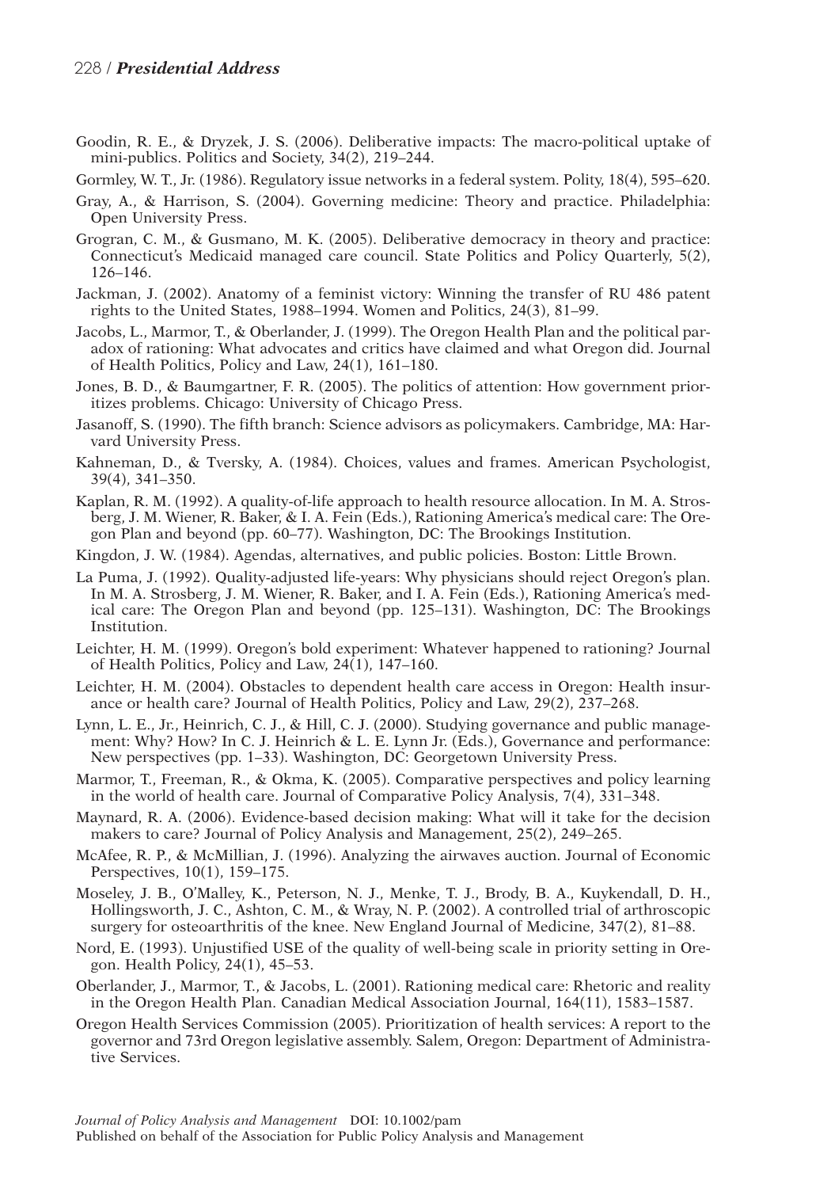Goodin, R. E., & Dryzek, J. S. (2006). Deliberative impacts: The macro-political uptake of mini-publics. Politics and Society, 34(2), 219–244.

Gormley, W. T., Jr. (1986). Regulatory issue networks in a federal system. Polity, 18(4), 595–620.

Gray, A., & Harrison, S. (2004). Governing medicine: Theory and practice. Philadelphia: Open University Press.

Grogran, C. M., & Gusmano, M. K. (2005). Deliberative democracy in theory and practice: Connecticut's Medicaid managed care council. State Politics and Policy Quarterly, 5(2), 126–146.

Jackman, J. (2002). Anatomy of a feminist victory: Winning the transfer of RU 486 patent rights to the United States, 1988–1994. Women and Politics, 24(3), 81–99.

Jacobs, L., Marmor, T., & Oberlander, J. (1999). The Oregon Health Plan and the political paradox of rationing: What advocates and critics have claimed and what Oregon did. Journal of Health Politics, Policy and Law, 24(1), 161–180.

Jones, B. D., & Baumgartner, F. R. (2005). The politics of attention: How government prioritizes problems. Chicago: University of Chicago Press.

Jasanoff, S. (1990). The fifth branch: Science advisors as policymakers. Cambridge, MA: Harvard University Press.

Kahneman, D., & Tversky, A. (1984). Choices, values and frames. American Psychologist, 39(4), 341–350.

Kaplan, R. M. (1992). A quality-of-life approach to health resource allocation. In M. A. Strosberg, J. M. Wiener, R. Baker, & I. A. Fein (Eds.), Rationing America's medical care: The Oregon Plan and beyond (pp. 60–77). Washington, DC: The Brookings Institution.

Kingdon, J. W. (1984). Agendas, alternatives, and public policies. Boston: Little Brown.

La Puma, J. (1992). Quality-adjusted life-years: Why physicians should reject Oregon's plan. In M. A. Strosberg, J. M. Wiener, R. Baker, and I. A. Fein (Eds.), Rationing America's medical care: The Oregon Plan and beyond (pp. 125–131). Washington, DC: The Brookings Institution.

Leichter, H. M. (1999). Oregon's bold experiment: Whatever happened to rationing? Journal of Health Politics, Policy and Law, 24(1), 147–160.

Leichter, H. M. (2004). Obstacles to dependent health care access in Oregon: Health insurance or health care? Journal of Health Politics, Policy and Law, 29(2), 237–268.

Lynn, L. E., Jr., Heinrich, C. J., & Hill, C. J. (2000). Studying governance and public management: Why? How? In C. J. Heinrich & L. E. Lynn Jr. (Eds.), Governance and performance: New perspectives (pp. 1–33). Washington, DC: Georgetown University Press.

Marmor, T., Freeman, R., & Okma, K. (2005). Comparative perspectives and policy learning in the world of health care. Journal of Comparative Policy Analysis, 7(4), 331–348.

Maynard, R. A. (2006). Evidence-based decision making: What will it take for the decision makers to care? Journal of Policy Analysis and Management, 25(2), 249–265.

McAfee, R. P., & McMillian, J. (1996). Analyzing the airwaves auction. Journal of Economic Perspectives, 10(1), 159–175.

Moseley, J. B., O'Malley, K., Peterson, N. J., Menke, T. J., Brody, B. A., Kuykendall, D. H., Hollingsworth, J. C., Ashton, C. M., & Wray, N. P. (2002). A controlled trial of arthroscopic surgery for osteoarthritis of the knee. New England Journal of Medicine, 347(2), 81–88.

Nord, E. (1993). Unjustified USE of the quality of well-being scale in priority setting in Oregon. Health Policy, 24(1), 45–53.

Oberlander, J., Marmor, T., & Jacobs, L. (2001). Rationing medical care: Rhetoric and reality in the Oregon Health Plan. Canadian Medical Association Journal, 164(11), 1583–1587.

Oregon Health Services Commission (2005). Prioritization of health services: A report to the governor and 73rd Oregon legislative assembly. Salem, Oregon: Department of Administrative Services.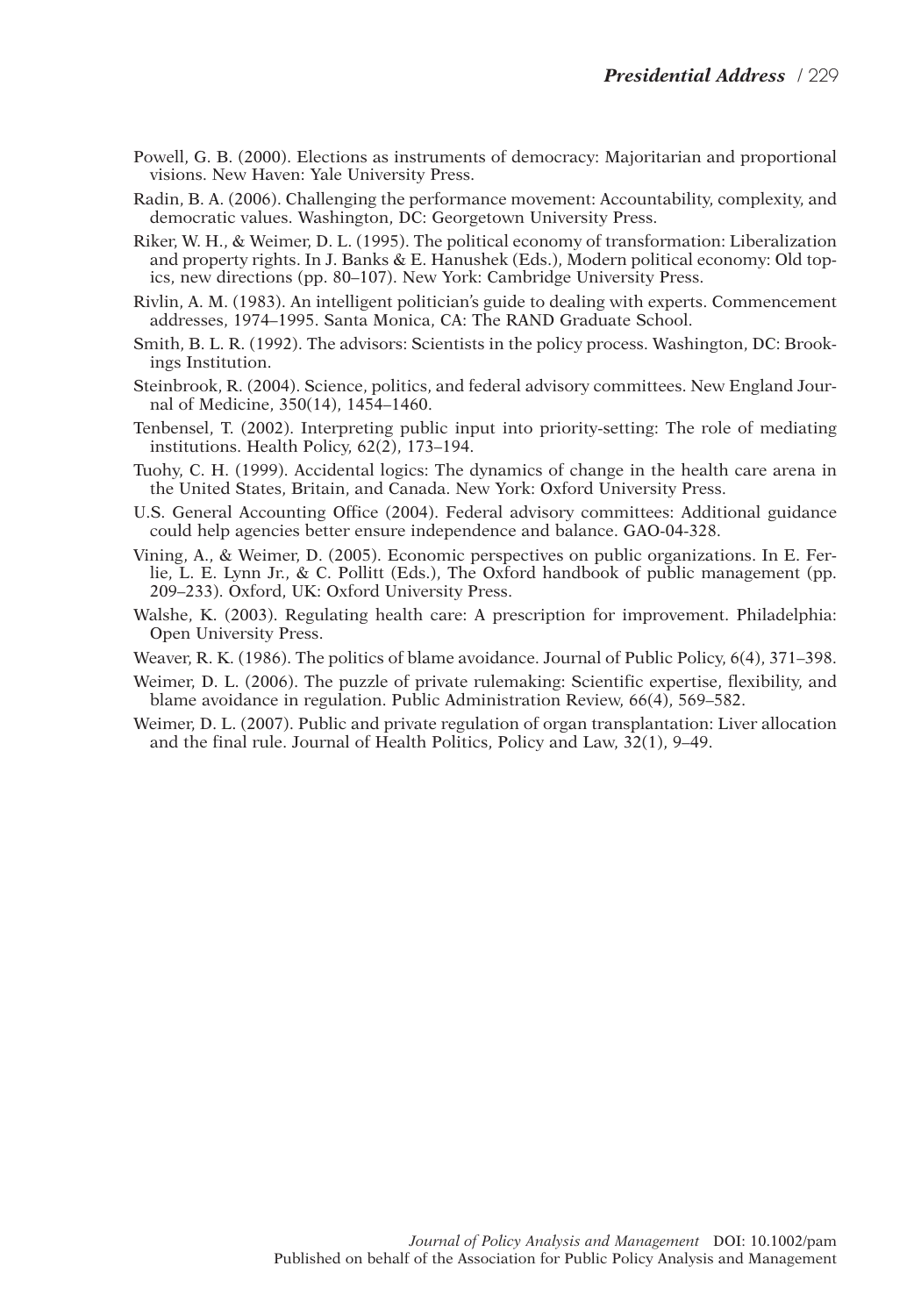Powell, G. B. (2000). Elections as instruments of democracy: Majoritarian and proportional visions. New Haven: Yale University Press.

Radin, B. A. (2006). Challenging the performance movement: Accountability, complexity, and democratic values. Washington, DC: Georgetown University Press.

Riker, W. H., & Weimer, D. L. (1995). The political economy of transformation: Liberalization and property rights. In J. Banks & E. Hanushek (Eds.), Modern political economy: Old topics, new directions (pp. 80–107). New York: Cambridge University Press.

Rivlin, A. M. (1983). An intelligent politician's guide to dealing with experts. Commencement addresses, 1974–1995. Santa Monica, CA: The RAND Graduate School.

Smith, B. L. R. (1992). The advisors: Scientists in the policy process. Washington, DC: Brookings Institution.

Steinbrook, R. (2004). Science, politics, and federal advisory committees. New England Journal of Medicine, 350(14), 1454–1460.

Tenbensel, T. (2002). Interpreting public input into priority-setting: The role of mediating institutions. Health Policy, 62(2), 173–194.

Tuohy, C. H. (1999). Accidental logics: The dynamics of change in the health care arena in the United States, Britain, and Canada. New York: Oxford University Press.

U.S. General Accounting Office (2004). Federal advisory committees: Additional guidance could help agencies better ensure independence and balance. GAO-04-328.

Vining, A., & Weimer, D. (2005). Economic perspectives on public organizations. In E. Ferlie, L. E. Lynn Jr., & C. Pollitt (Eds.), The Oxford handbook of public management (pp. 209–233). Oxford, UK: Oxford University Press.

Walshe, K. (2003). Regulating health care: A prescription for improvement. Philadelphia: Open University Press.

Weaver, R. K. (1986). The politics of blame avoidance. Journal of Public Policy, 6(4), 371–398.

Weimer, D. L. (2006). The puzzle of private rulemaking: Scientific expertise, flexibility, and blame avoidance in regulation. Public Administration Review, 66(4), 569–582.

Weimer, D. L. (2007). Public and private regulation of organ transplantation: Liver allocation and the final rule. Journal of Health Politics, Policy and Law, 32(1), 9–49.